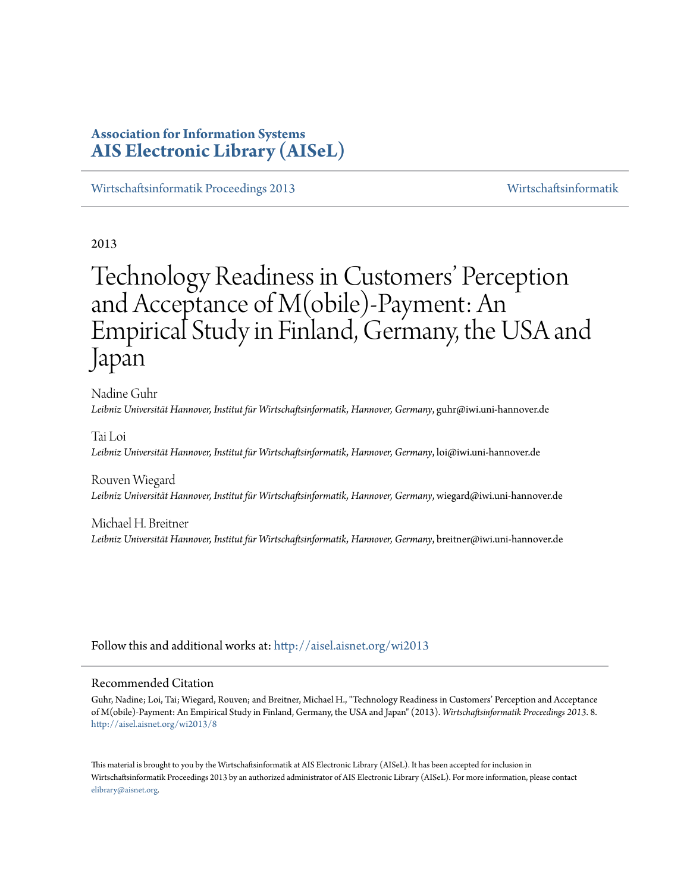**Association for Information Systems**
**AIS Electronic Library (AISeL)**

Wirtschaftsinformatik Proceedings 2013 | Wirtschaftsinformatik

2013

# Technology Readiness in Customers' Perception and Acceptance of M(obile)-Payment: An Empirical Study in Finland, Germany, the USA and Japan

Nadine Guhr
*Leibniz Universität Hannover, Institut für Wirtschaftsinformatik, Hannover, Germany*, guhr@iwi.uni-hannover.de

Tai Loi
*Leibniz Universität Hannover, Institut für Wirtschaftsinformatik, Hannover, Germany*, loi@iwi.uni-hannover.de

Rouven Wiegard
*Leibniz Universität Hannover, Institut für Wirtschaftsinformatik, Hannover, Germany*, wiegard@iwi.uni-hannover.de

Michael H. Breitner
*Leibniz Universität Hannover, Institut für Wirtschaftsinformatik, Hannover, Germany*, breitner@iwi.uni-hannover.de

Follow this and additional works at: http://aisel.aisnet.org/wi2013

## Recommended Citation

Guhr, Nadine; Loi, Tai; Wiegard, Rouven; and Breitner, Michael H., "Technology Readiness in Customers' Perception and Acceptance of M(obile)-Payment: An Empirical Study in Finland, Germany, the USA and Japan" (2013). *Wirtschaftsinformatik Proceedings 2013*. 8.
http://aisel.aisnet.org/wi2013/8

This material is brought to you by the Wirtschaftsinformatik at AIS Electronic Library (AISeL). It has been accepted for inclusion in Wirtschaftsinformatik Proceedings 2013 by an authorized administrator of AIS Electronic Library (AISeL). For more information, please contact elibrary@aisnet.org.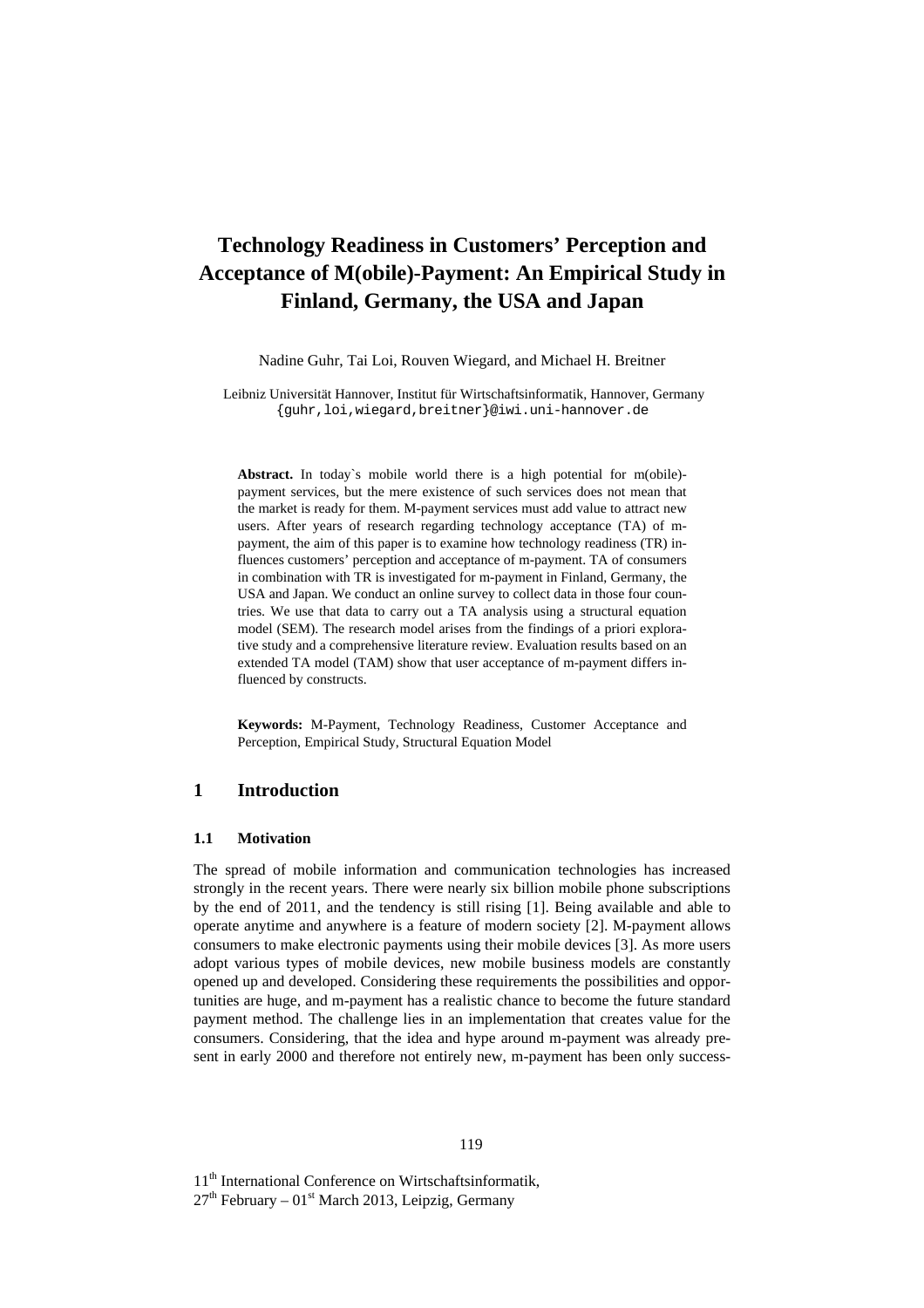# Technology Readiness in Customers' Perception and Acceptance of M(obile)-Payment: An Empirical Study in Finland, Germany, the USA and Japan

Nadine Guhr, Tai Loi, Rouven Wiegard, and Michael H. Breitner

Leibniz Universität Hannover, Institut für Wirtschaftsinformatik, Hannover, Germany
{guhr,loi,wiegard,breitner}@iwi.uni-hannover.de

**Abstract.** In today`s mobile world there is a high potential for m(obile)-payment services, but the mere existence of such services does not mean that the market is ready for them. M-payment services must add value to attract new users. After years of research regarding technology acceptance (TA) of m-payment, the aim of this paper is to examine how technology readiness (TR) influences customers' perception and acceptance of m-payment. TA of consumers in combination with TR is investigated for m-payment in Finland, Germany, the USA and Japan. We conduct an online survey to collect data in those four countries. We use that data to carry out a TA analysis using a structural equation model (SEM). The research model arises from the findings of a priori explorative study and a comprehensive literature review. Evaluation results based on an extended TA model (TAM) show that user acceptance of m-payment differs influenced by constructs.

**Keywords:** M-Payment, Technology Readiness, Customer Acceptance and Perception, Empirical Study, Structural Equation Model

## 1 Introduction

### 1.1 Motivation

The spread of mobile information and communication technologies has increased strongly in the recent years. There were nearly six billion mobile phone subscriptions by the end of 2011, and the tendency is still rising [1]. Being available and able to operate anytime and anywhere is a feature of modern society [2]. M-payment allows consumers to make electronic payments using their mobile devices [3]. As more users adopt various types of mobile devices, new mobile business models are constantly opened up and developed. Considering these requirements the possibilities and opportunities are huge, and m-payment has a realistic chance to become the future standard payment method. The challenge lies in an implementation that creates value for the consumers. Considering, that the idea and hype around m-payment was already present in early 2000 and therefore not entirely new, m-payment has been only success-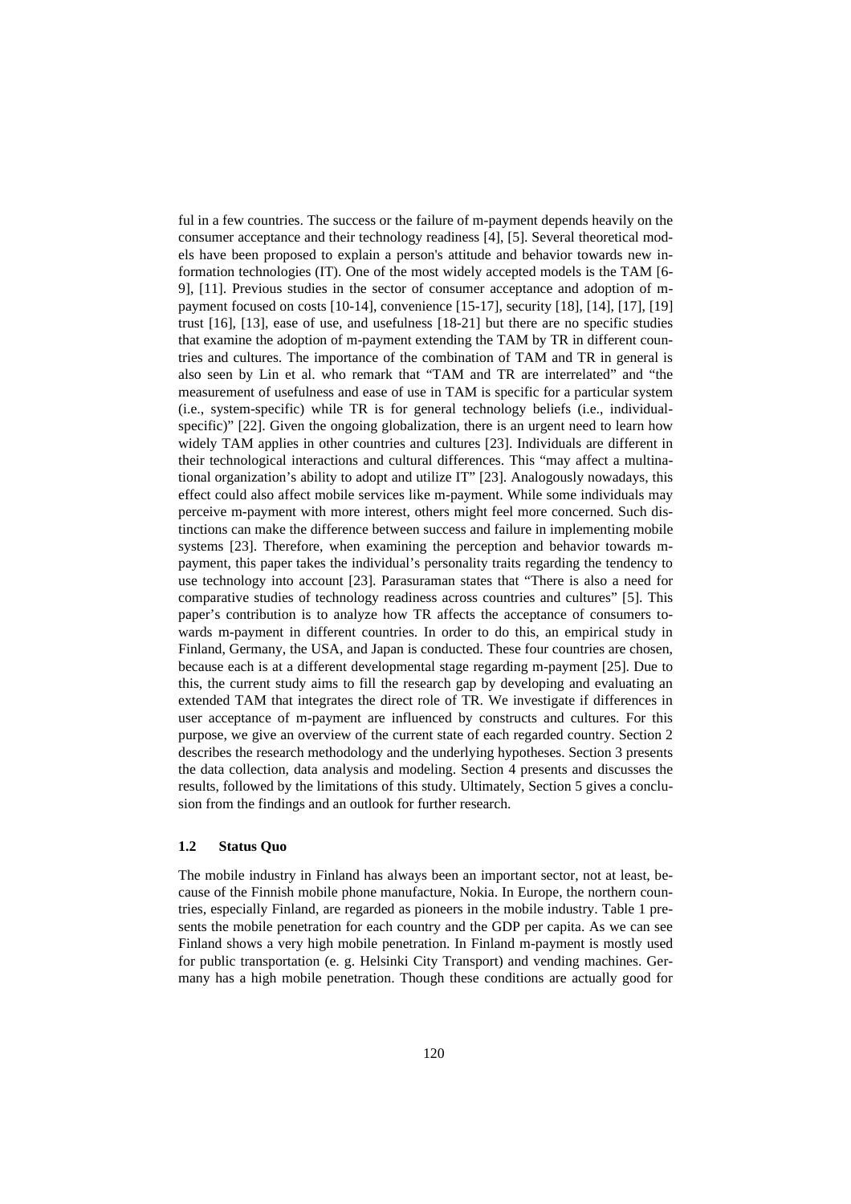ful in a few countries. The success or the failure of m-payment depends heavily on the consumer acceptance and their technology readiness [4], [5]. Several theoretical models have been proposed to explain a person's attitude and behavior towards new information technologies (IT). One of the most widely accepted models is the TAM [6-9], [11]. Previous studies in the sector of consumer acceptance and adoption of m-payment focused on costs [10-14], convenience [15-17], security [18], [14], [17], [19] trust [16], [13], ease of use, and usefulness [18-21] but there are no specific studies that examine the adoption of m-payment extending the TAM by TR in different countries and cultures. The importance of the combination of TAM and TR in general is also seen by Lin et al. who remark that "TAM and TR are interrelated" and "the measurement of usefulness and ease of use in TAM is specific for a particular system (i.e., system-specific) while TR is for general technology beliefs (i.e., individual-specific)" [22]. Given the ongoing globalization, there is an urgent need to learn how widely TAM applies in other countries and cultures [23]. Individuals are different in their technological interactions and cultural differences. This "may affect a multinational organization's ability to adopt and utilize IT" [23]. Analogously nowadays, this effect could also affect mobile services like m-payment. While some individuals may perceive m-payment with more interest, others might feel more concerned. Such distinctions can make the difference between success and failure in implementing mobile systems [23]. Therefore, when examining the perception and behavior towards m-payment, this paper takes the individual's personality traits regarding the tendency to use technology into account [23]. Parasuraman states that "There is also a need for comparative studies of technology readiness across countries and cultures" [5]. This paper's contribution is to analyze how TR affects the acceptance of consumers towards m-payment in different countries. In order to do this, an empirical study in Finland, Germany, the USA, and Japan is conducted. These four countries are chosen, because each is at a different developmental stage regarding m-payment [25]. Due to this, the current study aims to fill the research gap by developing and evaluating an extended TAM that integrates the direct role of TR. We investigate if differences in user acceptance of m-payment are influenced by constructs and cultures. For this purpose, we give an overview of the current state of each regarded country. Section 2 describes the research methodology and the underlying hypotheses. Section 3 presents the data collection, data analysis and modeling. Section 4 presents and discusses the results, followed by the limitations of this study. Ultimately, Section 5 gives a conclusion from the findings and an outlook for further research.

### 1.2 Status Quo

The mobile industry in Finland has always been an important sector, not at least, because of the Finnish mobile phone manufacture, Nokia. In Europe, the northern countries, especially Finland, are regarded as pioneers in the mobile industry. Table 1 presents the mobile penetration for each country and the GDP per capita. As we can see Finland shows a very high mobile penetration. In Finland m-payment is mostly used for public transportation (e. g. Helsinki City Transport) and vending machines. Germany has a high mobile penetration. Though these conditions are actually good for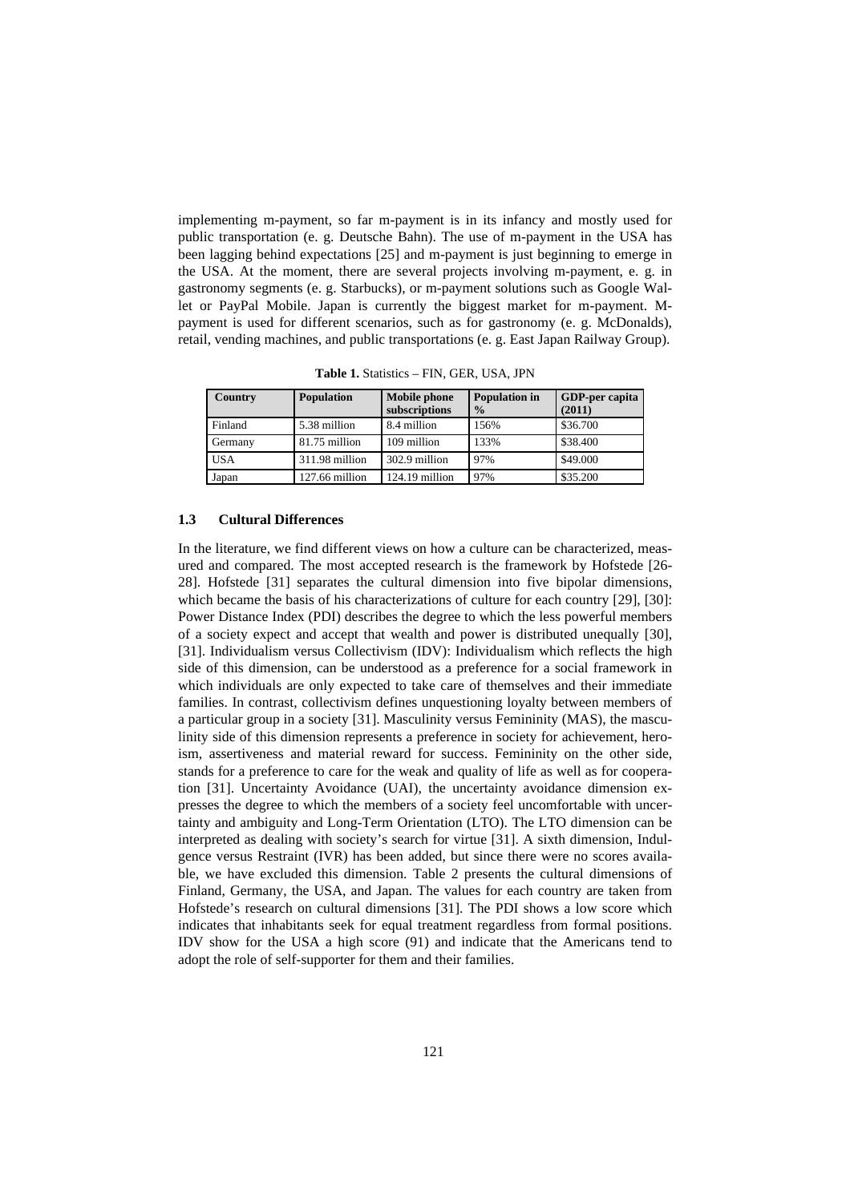implementing m-payment, so far m-payment is in its infancy and mostly used for public transportation (e. g. Deutsche Bahn). The use of m-payment in the USA has been lagging behind expectations [25] and m-payment is just beginning to emerge in the USA. At the moment, there are several projects involving m-payment, e. g. in gastronomy segments (e. g. Starbucks), or m-payment solutions such as Google Wallet or PayPal Mobile. Japan is currently the biggest market for m-payment. M-payment is used for different scenarios, such as for gastronomy (e. g. McDonalds), retail, vending machines, and public transportations (e. g. East Japan Railway Group).

**Table 1.** Statistics – FIN, GER, USA, JPN

| Country | Population | Mobile phone subscriptions | Population in % | GDP-per capita (2011) |
|---|---|---|---|---|
| Finland | 5.38 million | 8.4 million | 156% | $36.700 |
| Germany | 81.75 million | 109 million | 133% | $38.400 |
| USA | 311.98 million | 302.9 million | 97% | $49.000 |
| Japan | 127.66 million | 124.19 million | 97% | $35.200 |

### 1.3 Cultural Differences

In the literature, we find different views on how a culture can be characterized, measured and compared. The most accepted research is the framework by Hofstede [26-28]. Hofstede [31] separates the cultural dimension into five bipolar dimensions, which became the basis of his characterizations of culture for each country [29], [30]: Power Distance Index (PDI) describes the degree to which the less powerful members of a society expect and accept that wealth and power is distributed unequally [30], [31]. Individualism versus Collectivism (IDV): Individualism which reflects the high side of this dimension, can be understood as a preference for a social framework in which individuals are only expected to take care of themselves and their immediate families. In contrast, collectivism defines unquestioning loyalty between members of a particular group in a society [31]. Masculinity versus Femininity (MAS), the masculinity side of this dimension represents a preference in society for achievement, heroism, assertiveness and material reward for success. Femininity on the other side, stands for a preference to care for the weak and quality of life as well as for cooperation [31]. Uncertainty Avoidance (UAI), the uncertainty avoidance dimension expresses the degree to which the members of a society feel uncomfortable with uncertainty and ambiguity and Long-Term Orientation (LTO). The LTO dimension can be interpreted as dealing with society's search for virtue [31]. A sixth dimension, Indulgence versus Restraint (IVR) has been added, but since there were no scores available, we have excluded this dimension. Table 2 presents the cultural dimensions of Finland, Germany, the USA, and Japan. The values for each country are taken from Hofstede's research on cultural dimensions [31]. The PDI shows a low score which indicates that inhabitants seek for equal treatment regardless from formal positions. IDV show for the USA a high score (91) and indicate that the Americans tend to adopt the role of self-supporter for them and their families.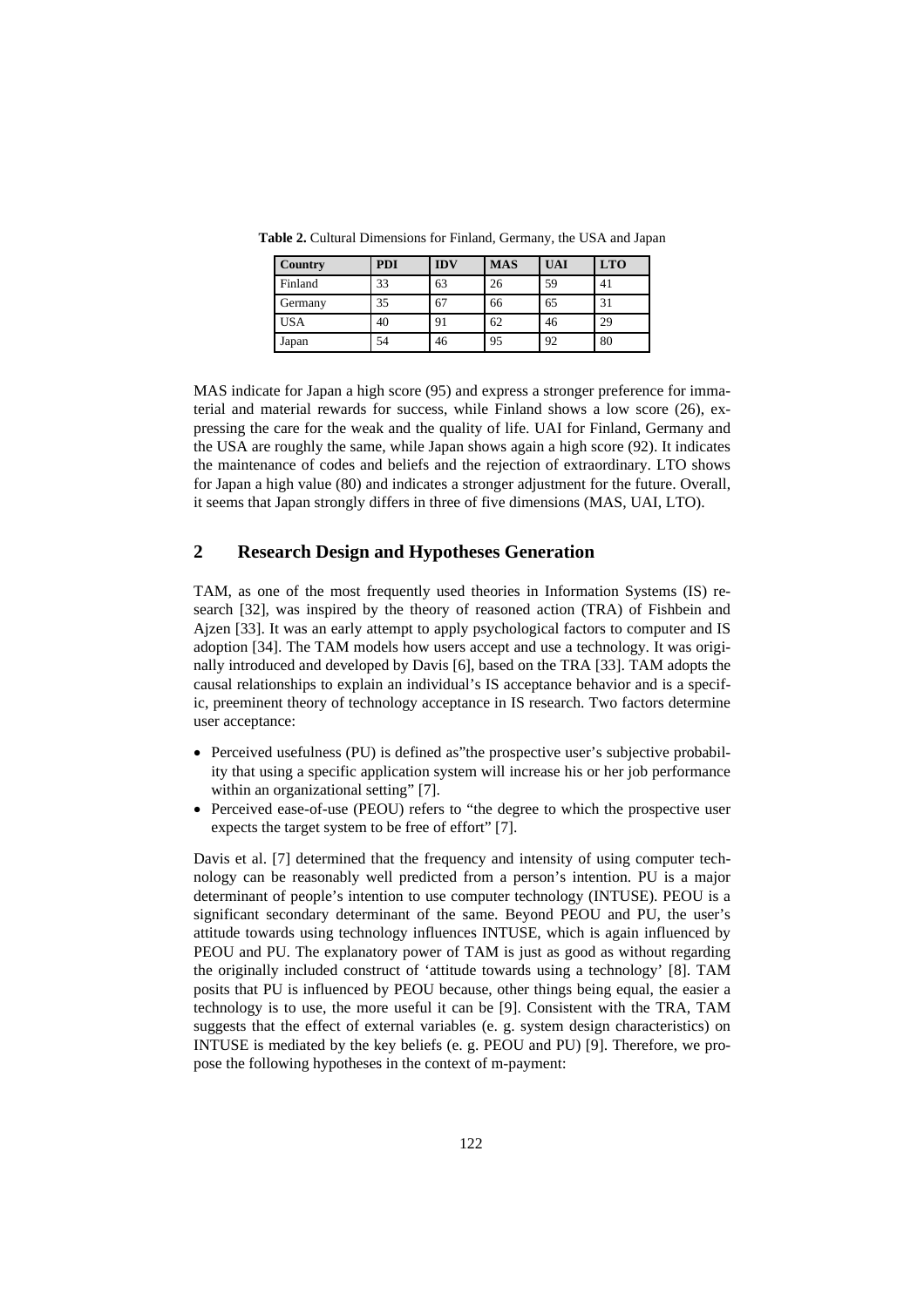**Table 2.** Cultural Dimensions for Finland, Germany, the USA and Japan

| Country | PDI | IDV | MAS | UAI | LTO |
|---|---|---|---|---|---|
| Finland | 33 | 63 | 26 | 59 | 41 |
| Germany | 35 | 67 | 66 | 65 | 31 |
| USA | 40 | 91 | 62 | 46 | 29 |
| Japan | 54 | 46 | 95 | 92 | 80 |

MAS indicate for Japan a high score (95) and express a stronger preference for immaterial and material rewards for success, while Finland shows a low score (26), expressing the care for the weak and the quality of life. UAI for Finland, Germany and the USA are roughly the same, while Japan shows again a high score (92). It indicates the maintenance of codes and beliefs and the rejection of extraordinary. LTO shows for Japan a high value (80) and indicates a stronger adjustment for the future. Overall, it seems that Japan strongly differs in three of five dimensions (MAS, UAI, LTO).

## 2 Research Design and Hypotheses Generation

TAM, as one of the most frequently used theories in Information Systems (IS) research [32], was inspired by the theory of reasoned action (TRA) of Fishbein and Ajzen [33]. It was an early attempt to apply psychological factors to computer and IS adoption [34]. The TAM models how users accept and use a technology. It was originally introduced and developed by Davis [6], based on the TRA [33]. TAM adopts the causal relationships to explain an individual's IS acceptance behavior and is a specific, preeminent theory of technology acceptance in IS research. Two factors determine user acceptance:

- Perceived usefulness (PU) is defined as"the prospective user's subjective probability that using a specific application system will increase his or her job performance within an organizational setting" [7].
- Perceived ease-of-use (PEOU) refers to "the degree to which the prospective user expects the target system to be free of effort" [7].

Davis et al. [7] determined that the frequency and intensity of using computer technology can be reasonably well predicted from a person's intention. PU is a major determinant of people's intention to use computer technology (INTUSE). PEOU is a significant secondary determinant of the same. Beyond PEOU and PU, the user's attitude towards using technology influences INTUSE, which is again influenced by PEOU and PU. The explanatory power of TAM is just as good as without regarding the originally included construct of 'attitude towards using a technology' [8]. TAM posits that PU is influenced by PEOU because, other things being equal, the easier a technology is to use, the more useful it can be [9]. Consistent with the TRA, TAM suggests that the effect of external variables (e. g. system design characteristics) on INTUSE is mediated by the key beliefs (e. g. PEOU and PU) [9]. Therefore, we propose the following hypotheses in the context of m-payment: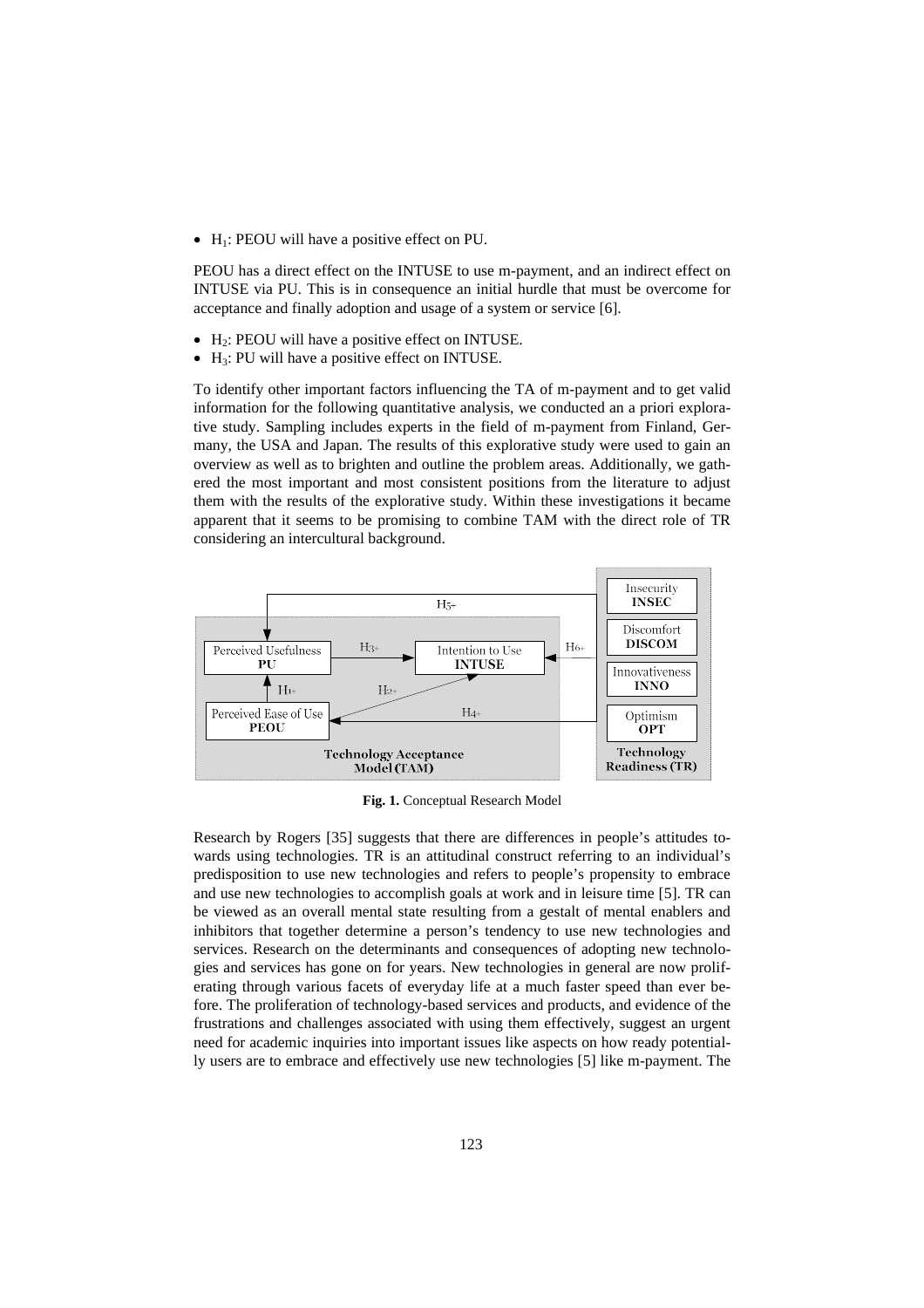- $H_1$: PEOU will have a positive effect on PU.

PEOU has a direct effect on the INTUSE to use m-payment, and an indirect effect on INTUSE via PU. This is in consequence an initial hurdle that must be overcome for acceptance and finally adoption and usage of a system or service [6].

- $H_2$: PEOU will have a positive effect on INTUSE.
- $H_3$: PU will have a positive effect on INTUSE.

To identify other important factors influencing the TA of m-payment and to get valid information for the following quantitative analysis, we conducted an a priori explorative study. Sampling includes experts in the field of m-payment from Finland, Germany, the USA and Japan. The results of this explorative study were used to gain an overview as well as to brighten and outline the problem areas. Additionally, we gathered the most important and most consistent positions from the literature to adjust them with the results of the explorative study. Within these investigations it became apparent that it seems to be promising to combine TAM with the direct role of TR considering an intercultural background.

**Fig. 1.** Conceptual Research Model

Research by Rogers [35] suggests that there are differences in people's attitudes towards using technologies. TR is an attitudinal construct referring to an individual's predisposition to use new technologies and refers to people's propensity to embrace and use new technologies to accomplish goals at work and in leisure time [5]. TR can be viewed as an overall mental state resulting from a gestalt of mental enablers and inhibitors that together determine a person's tendency to use new technologies and services. Research on the determinants and consequences of adopting new technologies and services has gone on for years. New technologies in general are now proliferating through various facets of everyday life at a much faster speed than ever before. The proliferation of technology-based services and products, and evidence of the frustrations and challenges associated with using them effectively, suggest an urgent need for academic inquiries into important issues like aspects on how ready potentially users are to embrace and effectively use new technologies [5] like m-payment. The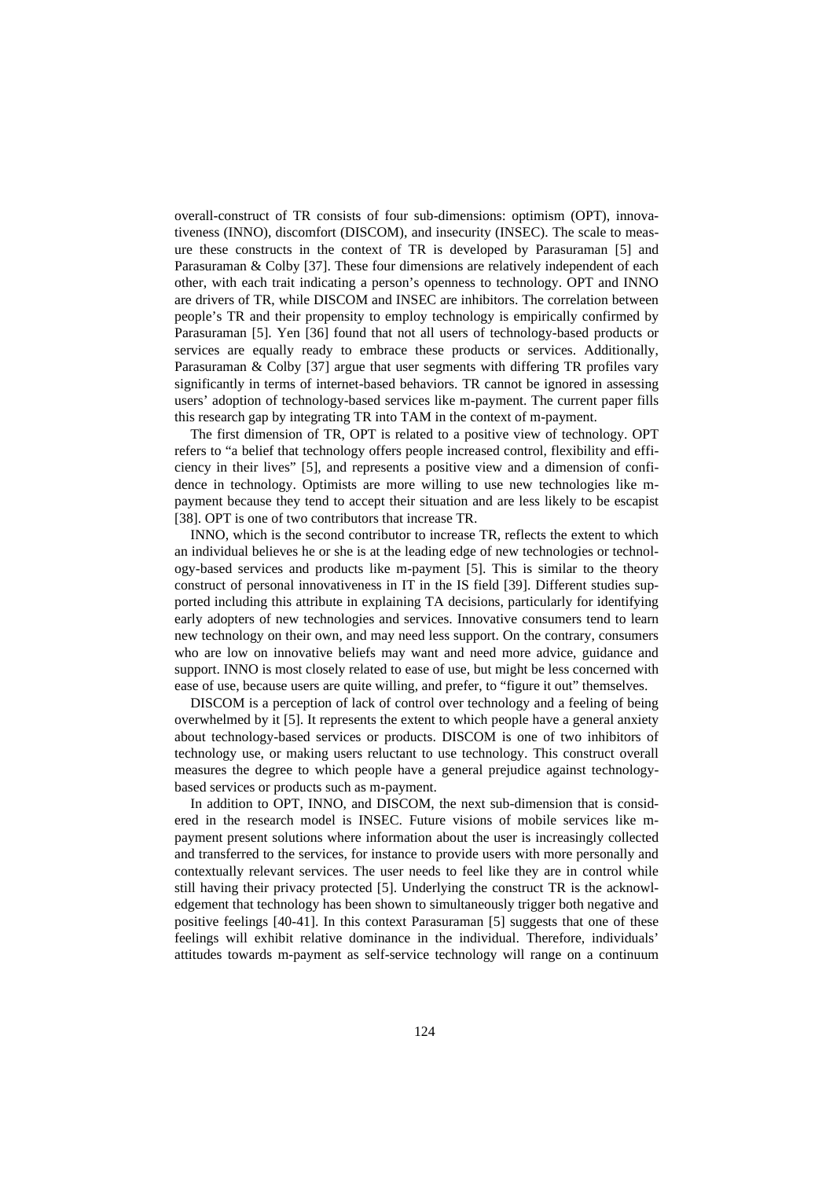overall-construct of TR consists of four sub-dimensions: optimism (OPT), innovativeness (INNO), discomfort (DISCOM), and insecurity (INSEC). The scale to measure these constructs in the context of TR is developed by Parasuraman [5] and Parasuraman & Colby [37]. These four dimensions are relatively independent of each other, with each trait indicating a person's openness to technology. OPT and INNO are drivers of TR, while DISCOM and INSEC are inhibitors. The correlation between people's TR and their propensity to employ technology is empirically confirmed by Parasuraman [5]. Yen [36] found that not all users of technology-based products or services are equally ready to embrace these products or services. Additionally, Parasuraman & Colby [37] argue that user segments with differing TR profiles vary significantly in terms of internet-based behaviors. TR cannot be ignored in assessing users' adoption of technology-based services like m-payment. The current paper fills this research gap by integrating TR into TAM in the context of m-payment.

The first dimension of TR, OPT is related to a positive view of technology. OPT refers to "a belief that technology offers people increased control, flexibility and efficiency in their lives" [5], and represents a positive view and a dimension of confidence in technology. Optimists are more willing to use new technologies like m-payment because they tend to accept their situation and are less likely to be escapist [38]. OPT is one of two contributors that increase TR.

INNO, which is the second contributor to increase TR, reflects the extent to which an individual believes he or she is at the leading edge of new technologies or technology-based services and products like m-payment [5]. This is similar to the theory construct of personal innovativeness in IT in the IS field [39]. Different studies supported including this attribute in explaining TA decisions, particularly for identifying early adopters of new technologies and services. Innovative consumers tend to learn new technology on their own, and may need less support. On the contrary, consumers who are low on innovative beliefs may want and need more advice, guidance and support. INNO is most closely related to ease of use, but might be less concerned with ease of use, because users are quite willing, and prefer, to "figure it out" themselves.

DISCOM is a perception of lack of control over technology and a feeling of being overwhelmed by it [5]. It represents the extent to which people have a general anxiety about technology-based services or products. DISCOM is one of two inhibitors of technology use, or making users reluctant to use technology. This construct overall measures the degree to which people have a general prejudice against technology-based services or products such as m-payment.

In addition to OPT, INNO, and DISCOM, the next sub-dimension that is considered in the research model is INSEC. Future visions of mobile services like m-payment present solutions where information about the user is increasingly collected and transferred to the services, for instance to provide users with more personally and contextually relevant services. The user needs to feel like they are in control while still having their privacy protected [5]. Underlying the construct TR is the acknowledgement that technology has been shown to simultaneously trigger both negative and positive feelings [40-41]. In this context Parasuraman [5] suggests that one of these feelings will exhibit relative dominance in the individual. Therefore, individuals' attitudes towards m-payment as self-service technology will range on a continuum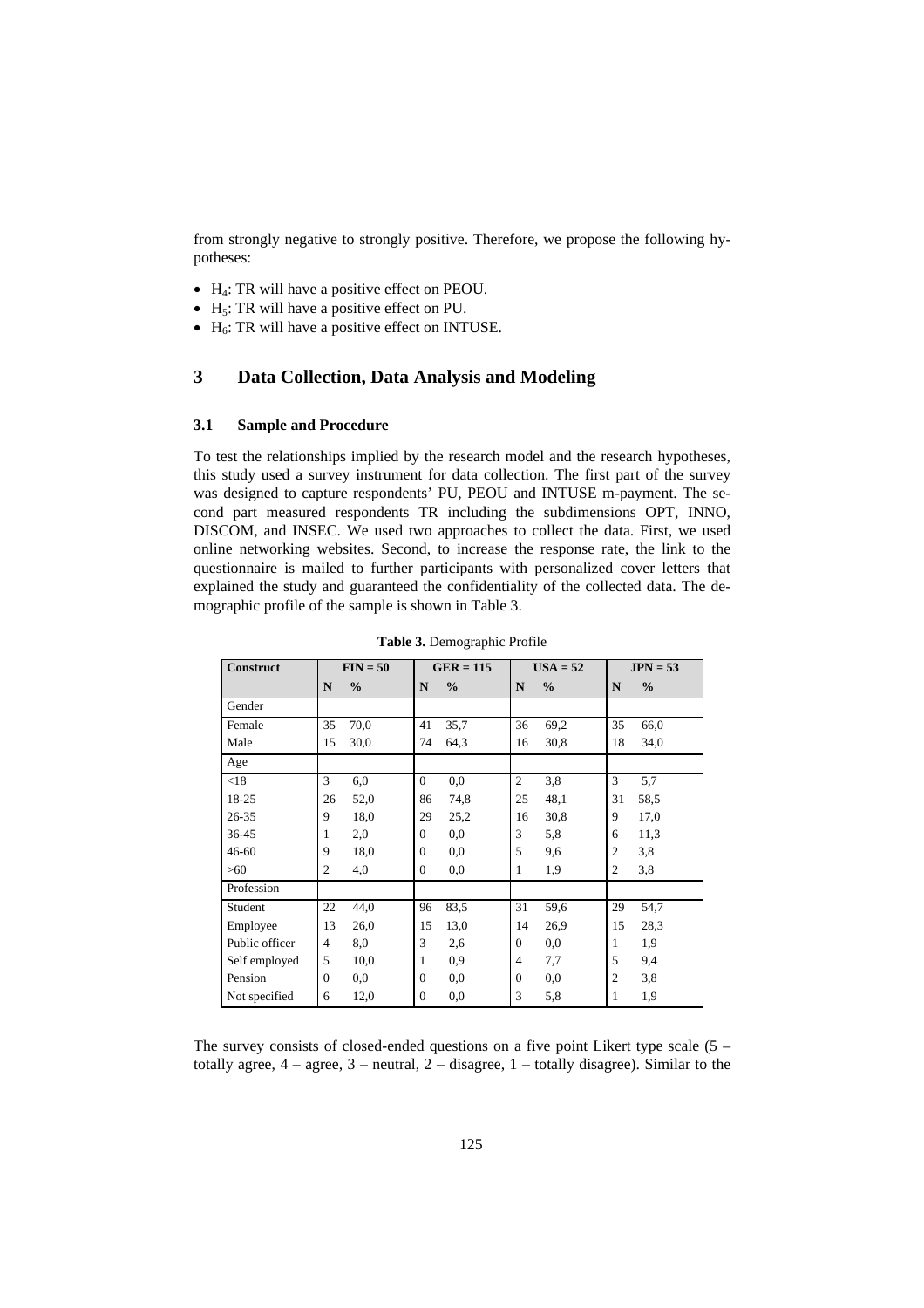from strongly negative to strongly positive. Therefore, we propose the following hypotheses:

- $H_4$: TR will have a positive effect on PEOU.
- $H_5$: TR will have a positive effect on PU.
- $H_6$: TR will have a positive effect on INTUSE.

# 3 Data Collection, Data Analysis and Modeling

## 3.1 Sample and Procedure

To test the relationships implied by the research model and the research hypotheses, this study used a survey instrument for data collection. The first part of the survey was designed to capture respondents' PU, PEOU and INTUSE m-payment. The second part measured respondents TR including the subdimensions OPT, INNO, DISCOM, and INSEC. We used two approaches to collect the data. First, we used online networking websites. Second, to increase the response rate, the link to the questionnaire is mailed to further participants with personalized cover letters that explained the study and guaranteed the confidentiality of the collected data. The demographic profile of the sample is shown in Table 3.

**Table 3.** Demographic Profile

| Construct | FIN = 50 | | GER = 115 | | USA = 52 | | JPN = 53 | |
|---|---|---|---|---|---|---|---|---|
| | **N** | **%** | **N** | **%** | **N** | **%** | **N** | **%** |
| Gender | | | | | | | | |
| Female | 35 | 70,0 | 41 | 35,7 | 36 | 69,2 | 35 | 66,0 |
| Male | 15 | 30,0 | 74 | 64,3 | 16 | 30,8 | 18 | 34,0 |
| Age | | | | | | | | |
| <18 | 3 | 6,0 | 0 | 0,0 | 2 | 3,8 | 3 | 5,7 |
| 18-25 | 26 | 52,0 | 86 | 74,8 | 25 | 48,1 | 31 | 58,5 |
| 26-35 | 9 | 18,0 | 29 | 25,2 | 16 | 30,8 | 9 | 17,0 |
| 36-45 | 1 | 2,0 | 0 | 0,0 | 3 | 5,8 | 6 | 11,3 |
| 46-60 | 9 | 18,0 | 0 | 0,0 | 5 | 9,6 | 2 | 3,8 |
| >60 | 2 | 4,0 | 0 | 0,0 | 1 | 1,9 | 2 | 3,8 |
| Profession | | | | | | | | |
| Student | 22 | 44,0 | 96 | 83,5 | 31 | 59,6 | 29 | 54,7 |
| Employee | 13 | 26,0 | 15 | 13,0 | 14 | 26,9 | 15 | 28,3 |
| Public officer | 4 | 8,0 | 3 | 2,6 | 0 | 0,0 | 1 | 1,9 |
| Self employed | 5 | 10,0 | 1 | 0,9 | 4 | 7,7 | 5 | 9,4 |
| Pension | 0 | 0,0 | 0 | 0,0 | 0 | 0,0 | 2 | 3,8 |
| Not specified | 6 | 12,0 | 0 | 0,0 | 3 | 5,8 | 1 | 1,9 |

The survey consists of closed-ended questions on a five point Likert type scale (5 – totally agree, 4 – agree, 3 – neutral, 2 – disagree, 1 – totally disagree). Similar to the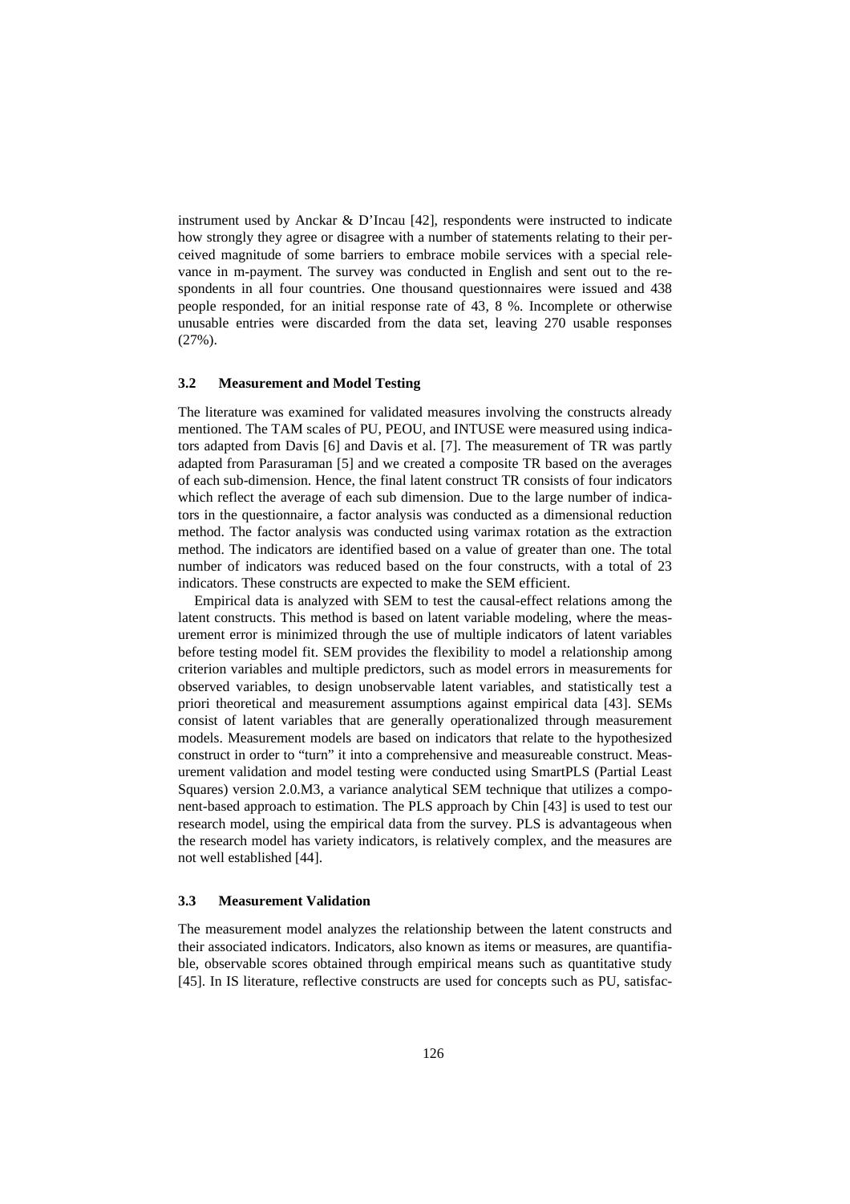instrument used by Anckar & D'Incau [42], respondents were instructed to indicate how strongly they agree or disagree with a number of statements relating to their perceived magnitude of some barriers to embrace mobile services with a special relevance in m-payment. The survey was conducted in English and sent out to the respondents in all four countries. One thousand questionnaires were issued and 438 people responded, for an initial response rate of 43, 8 %. Incomplete or otherwise unusable entries were discarded from the data set, leaving 270 usable responses (27%).

### 3.2 Measurement and Model Testing

The literature was examined for validated measures involving the constructs already mentioned. The TAM scales of PU, PEOU, and INTUSE were measured using indicators adapted from Davis [6] and Davis et al. [7]. The measurement of TR was partly adapted from Parasuraman [5] and we created a composite TR based on the averages of each sub-dimension. Hence, the final latent construct TR consists of four indicators which reflect the average of each sub dimension. Due to the large number of indicators in the questionnaire, a factor analysis was conducted as a dimensional reduction method. The factor analysis was conducted using varimax rotation as the extraction method. The indicators are identified based on a value of greater than one. The total number of indicators was reduced based on the four constructs, with a total of 23 indicators. These constructs are expected to make the SEM efficient.

Empirical data is analyzed with SEM to test the causal-effect relations among the latent constructs. This method is based on latent variable modeling, where the measurement error is minimized through the use of multiple indicators of latent variables before testing model fit. SEM provides the flexibility to model a relationship among criterion variables and multiple predictors, such as model errors in measurements for observed variables, to design unobservable latent variables, and statistically test a priori theoretical and measurement assumptions against empirical data [43]. SEMs consist of latent variables that are generally operationalized through measurement models. Measurement models are based on indicators that relate to the hypothesized construct in order to "turn" it into a comprehensive and measureable construct. Measurement validation and model testing were conducted using SmartPLS (Partial Least Squares) version 2.0.M3, a variance analytical SEM technique that utilizes a component-based approach to estimation. The PLS approach by Chin [43] is used to test our research model, using the empirical data from the survey. PLS is advantageous when the research model has variety indicators, is relatively complex, and the measures are not well established [44].

### 3.3 Measurement Validation

The measurement model analyzes the relationship between the latent constructs and their associated indicators. Indicators, also known as items or measures, are quantifiable, observable scores obtained through empirical means such as quantitative study [45]. In IS literature, reflective constructs are used for concepts such as PU, satisfac-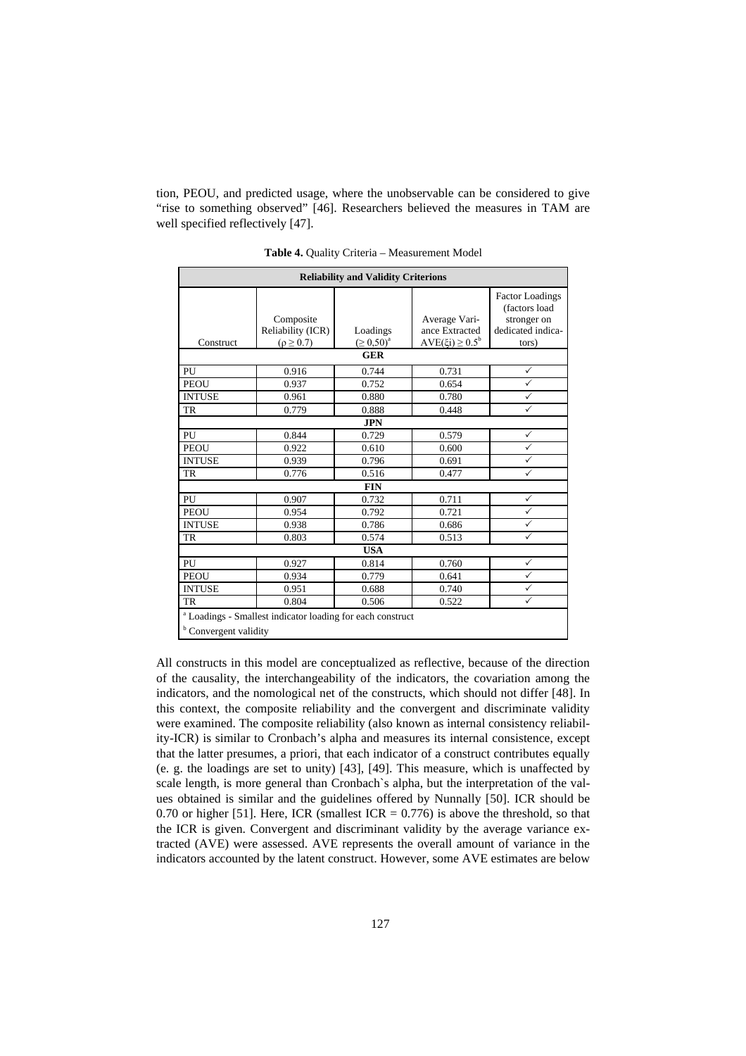tion, PEOU, and predicted usage, where the unobservable can be considered to give "rise to something observed" [46]. Researchers believed the measures in TAM are well specified reflectively [47].

**Table 4.** Quality Criteria – Measurement Model

| Reliability and Validity Criterions | | | | |
|---|---|---|---|---|
| Construct | Composite Reliability (ICR) ($\rho \geq 0.7$) | Loadings ($\geq 0{,}50$)[a] | Average Variance Extracted $AVE(\xi i) \geq 0.5$[b] | Factor Loadings (factors load stronger on dedicated indicators) |
| **GER** | | | | |
| PU | 0.916 | 0.744 | 0.731 | ✓ |
| PEOU | 0.937 | 0.752 | 0.654 | ✓ |
| INTUSE | 0.961 | 0.880 | 0.780 | ✓ |
| TR | 0.779 | 0.888 | 0.448 | ✓ |
| **JPN** | | | | |
| PU | 0.844 | 0.729 | 0.579 | ✓ |
| PEOU | 0.922 | 0.610 | 0.600 | ✓ |
| INTUSE | 0.939 | 0.796 | 0.691 | ✓ |
| TR | 0.776 | 0.516 | 0.477 | ✓ |
| **FIN** | | | | |
| PU | 0.907 | 0.732 | 0.711 | ✓ |
| PEOU | 0.954 | 0.792 | 0.721 | ✓ |
| INTUSE | 0.938 | 0.786 | 0.686 | ✓ |
| TR | 0.803 | 0.574 | 0.513 | ✓ |
| **USA** | | | | |
| PU | 0.927 | 0.814 | 0.760 | ✓ |
| PEOU | 0.934 | 0.779 | 0.641 | ✓ |
| INTUSE | 0.951 | 0.688 | 0.740 | ✓ |
| TR | 0.804 | 0.506 | 0.522 | ✓ |

[a] Loadings - Smallest indicator loading for each construct

[b] Convergent validity

All constructs in this model are conceptualized as reflective, because of the direction of the causality, the interchangeability of the indicators, the covariation among the indicators, and the nomological net of the constructs, which should not differ [48]. In this context, the composite reliability and the convergent and discriminate validity were examined. The composite reliability (also known as internal consistency reliability-ICR) is similar to Cronbach's alpha and measures its internal consistence, except that the latter presumes, a priori, that each indicator of a construct contributes equally (e. g. the loadings are set to unity) [43], [49]. This measure, which is unaffected by scale length, is more general than Cronbach`s alpha, but the interpretation of the values obtained is similar and the guidelines offered by Nunnally [50]. ICR should be 0.70 or higher [51]. Here, ICR (smallest ICR = 0.776) is above the threshold, so that the ICR is given. Convergent and discriminant validity by the average variance extracted (AVE) were assessed. AVE represents the overall amount of variance in the indicators accounted by the latent construct. However, some AVE estimates are below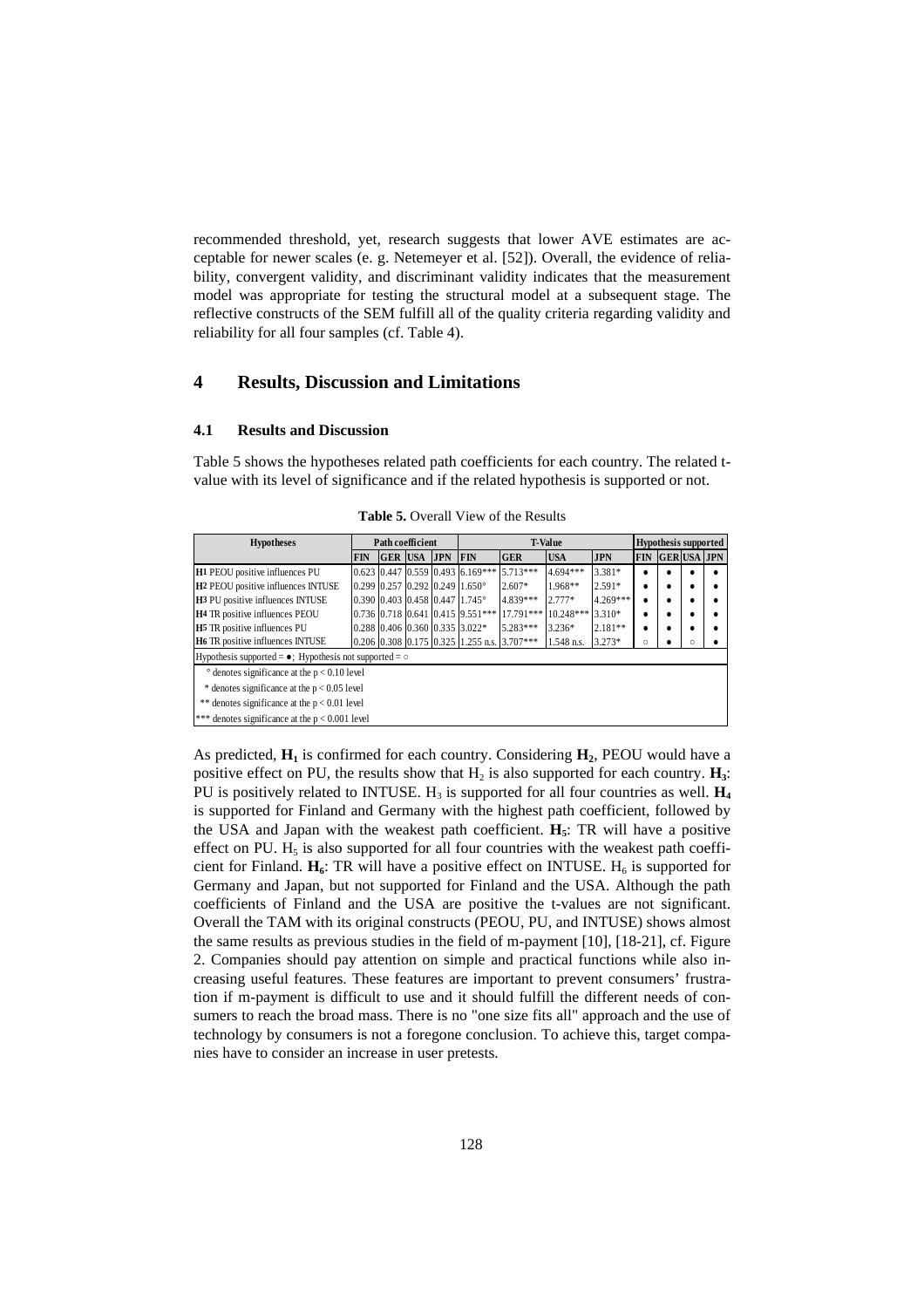recommended threshold, yet, research suggests that lower AVE estimates are acceptable for newer scales (e. g. Netemeyer et al. [52]). Overall, the evidence of reliability, convergent validity, and discriminant validity indicates that the measurement model was appropriate for testing the structural model at a subsequent stage. The reflective constructs of the SEM fulfill all of the quality criteria regarding validity and reliability for all four samples (cf. Table 4).

# 4 Results, Discussion and Limitations

## 4.1 Results and Discussion

Table 5 shows the hypotheses related path coefficients for each country. The related t-value with its level of significance and if the related hypothesis is supported or not.

**Table 5.** Overall View of the Results

| Hypotheses | Path coefficient | | | | T-Value | | | | Hypothesis supported | | | |
|---|---|---|---|---|---|---|---|---|---|---|---|---|
| | FIN | GER | USA | JPN | FIN | GER | USA | JPN | FIN | GER | USA | JPN |
| **H1** PEOU positive influences PU | 0.623 | 0.447 | 0.559 | 0.493 | 6.169*** | 5.713*** | 4.694*** | 3.381* | ● | ● | ● | ● |
| **H2** PEOU positive influences INTUSE | 0.299 | 0.257 | 0.292 | 0.249 | 1.650° | 2.607* | 1.968** | 2.591* | ● | ● | ● | ● |
| **H3** PU positive influences INTUSE | 0.390 | 0.403 | 0.458 | 0.447 | 1.745° | 4.839*** | 2.777* | 4.269*** | ● | ● | ● | ● |
| **H4** TR positive influences PEOU | 0.736 | 0.718 | 0.641 | 0.415 | 9.551*** | 17.791*** | 10.248*** | 3.310* | ● | ● | ● | ● |
| **H5** TR positive influences PU | 0.288 | 0.406 | 0.360 | 0.335 | 3.022* | 5.283*** | 3.236* | 2.181** | ● | ● | ● | ● |
| **H6** TR positive influences INTUSE | 0.206 | 0.308 | 0.175 | 0.325 | 1.255 n.s. | 3.707*** | 1.548 n.s. | 3.273* | ○ | ● | ○ | ● |

Hypothesis supported = ●; Hypothesis not supported = ○

° denotes significance at the $p < 0.10$ level

\* denotes significance at the $p < 0.05$ level

\*\* denotes significance at the $p < 0.01$ level

\*\*\* denotes significance at the $p < 0.001$ level

As predicted, $\mathbf{H_1}$ is confirmed for each country. Considering $\mathbf{H_2}$, PEOU would have a positive effect on PU, the results show that $H_2$ is also supported for each country. $\mathbf{H_3}$: PU is positively related to INTUSE. $H_3$ is supported for all four countries as well. $\mathbf{H_4}$ is supported for Finland and Germany with the highest path coefficient, followed by the USA and Japan with the weakest path coefficient. $\mathbf{H_5}$: TR will have a positive effect on PU. $H_5$ is also supported for all four countries with the weakest path coefficient for Finland. $\mathbf{H_6}$: TR will have a positive effect on INTUSE. $H_6$ is supported for Germany and Japan, but not supported for Finland and the USA. Although the path coefficients of Finland and the USA are positive the t-values are not significant. Overall the TAM with its original constructs (PEOU, PU, and INTUSE) shows almost the same results as previous studies in the field of m-payment [10], [18-21], cf. Figure 2. Companies should pay attention on simple and practical functions while also increasing useful features. These features are important to prevent consumers' frustration if m-payment is difficult to use and it should fulfill the different needs of consumers to reach the broad mass. There is no "one size fits all" approach and the use of technology by consumers is not a foregone conclusion. To achieve this, target companies have to consider an increase in user pretests.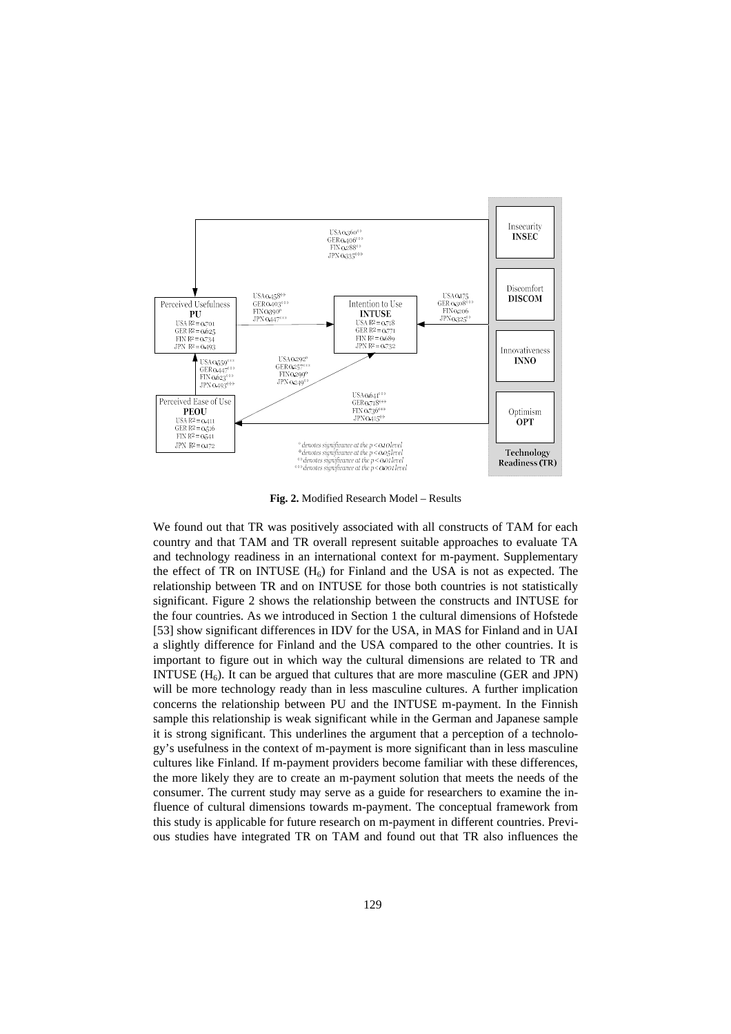**Fig. 2.** Modified Research Model – Results

We found out that TR was positively associated with all constructs of TAM for each country and that TAM and TR overall represent suitable approaches to evaluate TA and technology readiness in an international context for m-payment. Supplementary the effect of TR on INTUSE ($H_6$) for Finland and the USA is not as expected. The relationship between TR and on INTUSE for those both countries is not statistically significant. Figure 2 shows the relationship between the constructs and INTUSE for the four countries. As we introduced in Section 1 the cultural dimensions of Hofstede [53] show significant differences in IDV for the USA, in MAS for Finland and in UAI a slightly difference for Finland and the USA compared to the other countries. It is important to figure out in which way the cultural dimensions are related to TR and INTUSE ($H_6$). It can be argued that cultures that are more masculine (GER and JPN) will be more technology ready than in less masculine cultures. A further implication concerns the relationship between PU and the INTUSE m-payment. In the Finnish sample this relationship is weak significant while in the German and Japanese sample it is strong significant. This underlines the argument that a perception of a technology's usefulness in the context of m-payment is more significant than in less masculine cultures like Finland. If m-payment providers become familiar with these differences, the more likely they are to create an m-payment solution that meets the needs of the consumer. The current study may serve as a guide for researchers to examine the influence of cultural dimensions towards m-payment. The conceptual framework from this study is applicable for future research on m-payment in different countries. Previous studies have integrated TR on TAM and found out that TR also influences the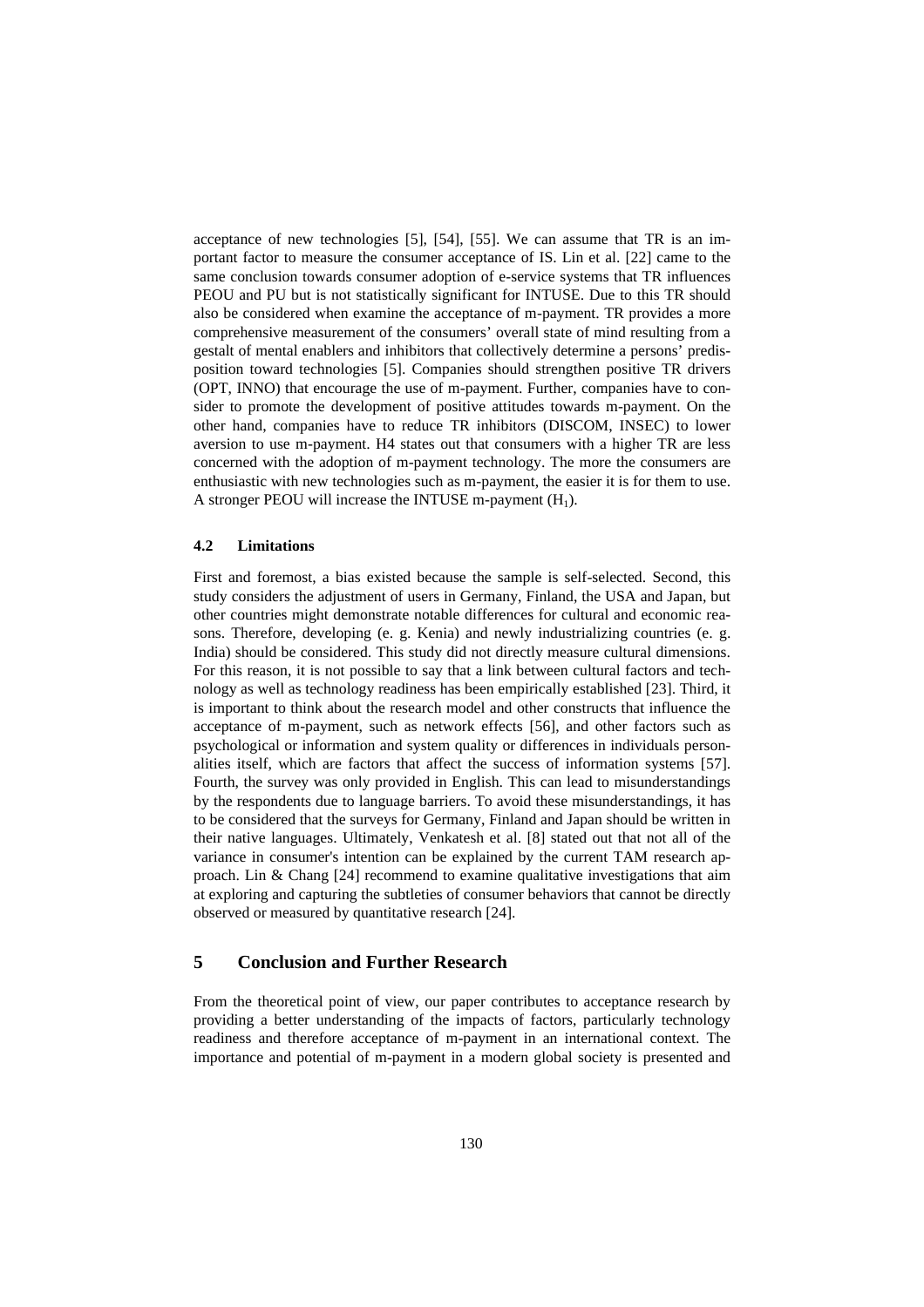acceptance of new technologies [5], [54], [55]. We can assume that TR is an important factor to measure the consumer acceptance of IS. Lin et al. [22] came to the same conclusion towards consumer adoption of e-service systems that TR influences PEOU and PU but is not statistically significant for INTUSE. Due to this TR should also be considered when examine the acceptance of m-payment. TR provides a more comprehensive measurement of the consumers' overall state of mind resulting from a gestalt of mental enablers and inhibitors that collectively determine a persons' predisposition toward technologies [5]. Companies should strengthen positive TR drivers (OPT, INNO) that encourage the use of m-payment. Further, companies have to consider to promote the development of positive attitudes towards m-payment. On the other hand, companies have to reduce TR inhibitors (DISCOM, INSEC) to lower aversion to use m-payment. H4 states out that consumers with a higher TR are less concerned with the adoption of m-payment technology. The more the consumers are enthusiastic with new technologies such as m-payment, the easier it is for them to use. A stronger PEOU will increase the INTUSE m-payment ($H_1$).

### 4.2 Limitations

First and foremost, a bias existed because the sample is self-selected. Second, this study considers the adjustment of users in Germany, Finland, the USA and Japan, but other countries might demonstrate notable differences for cultural and economic reasons. Therefore, developing (e. g. Kenia) and newly industrializing countries (e. g. India) should be considered. This study did not directly measure cultural dimensions. For this reason, it is not possible to say that a link between cultural factors and technology as well as technology readiness has been empirically established [23]. Third, it is important to think about the research model and other constructs that influence the acceptance of m-payment, such as network effects [56], and other factors such as psychological or information and system quality or differences in individuals personalities itself, which are factors that affect the success of information systems [57]. Fourth, the survey was only provided in English. This can lead to misunderstandings by the respondents due to language barriers. To avoid these misunderstandings, it has to be considered that the surveys for Germany, Finland and Japan should be written in their native languages. Ultimately, Venkatesh et al. [8] stated out that not all of the variance in consumer's intention can be explained by the current TAM research approach. Lin & Chang [24] recommend to examine qualitative investigations that aim at exploring and capturing the subtleties of consumer behaviors that cannot be directly observed or measured by quantitative research [24].

## 5 Conclusion and Further Research

From the theoretical point of view, our paper contributes to acceptance research by providing a better understanding of the impacts of factors, particularly technology readiness and therefore acceptance of m-payment in an international context. The importance and potential of m-payment in a modern global society is presented and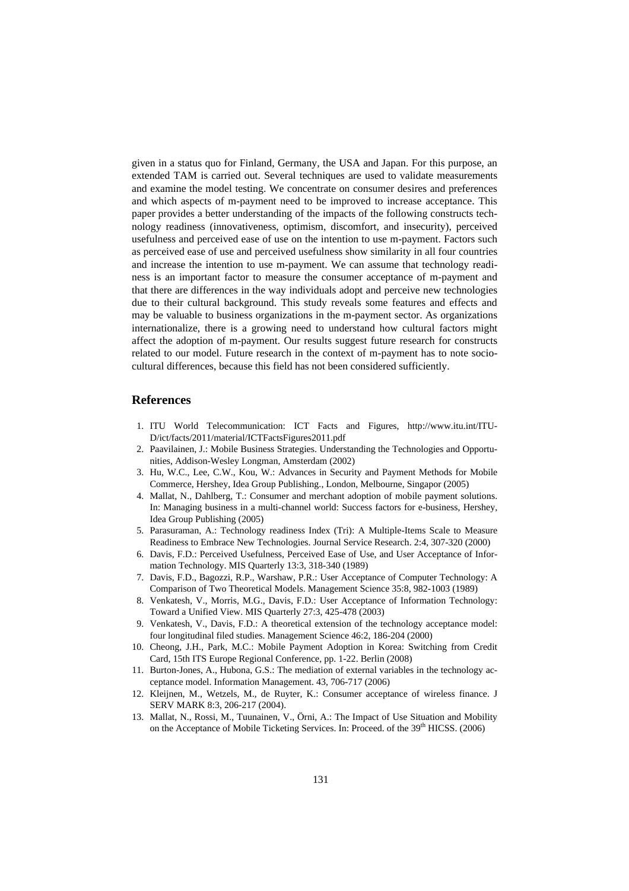given in a status quo for Finland, Germany, the USA and Japan. For this purpose, an extended TAM is carried out. Several techniques are used to validate measurements and examine the model testing. We concentrate on consumer desires and preferences and which aspects of m-payment need to be improved to increase acceptance. This paper provides a better understanding of the impacts of the following constructs technology readiness (innovativeness, optimism, discomfort, and insecurity), perceived usefulness and perceived ease of use on the intention to use m-payment. Factors such as perceived ease of use and perceived usefulness show similarity in all four countries and increase the intention to use m-payment. We can assume that technology readiness is an important factor to measure the consumer acceptance of m-payment and that there are differences in the way individuals adopt and perceive new technologies due to their cultural background. This study reveals some features and effects and may be valuable to business organizations in the m-payment sector. As organizations internationalize, there is a growing need to understand how cultural factors might affect the adoption of m-payment. Our results suggest future research for constructs related to our model. Future research in the context of m-payment has to note sociocultural differences, because this field has not been considered sufficiently.

## References

1. ITU World Telecommunication: ICT Facts and Figures, http://www.itu.int/ITU-D/ict/facts/2011/material/ICTFactsFigures2011.pdf
2. Paavilainen, J.: Mobile Business Strategies. Understanding the Technologies and Opportunities, Addison-Wesley Longman, Amsterdam (2002)
3. Hu, W.C., Lee, C.W., Kou, W.: Advances in Security and Payment Methods for Mobile Commerce, Hershey, Idea Group Publishing., London, Melbourne, Singapor (2005)
4. Mallat, N., Dahlberg, T.: Consumer and merchant adoption of mobile payment solutions. In: Managing business in a multi-channel world: Success factors for e-business, Hershey, Idea Group Publishing (2005)
5. Parasuraman, A.: Technology readiness Index (Tri): A Multiple-Items Scale to Measure Readiness to Embrace New Technologies. Journal Service Research. 2:4, 307-320 (2000)
6. Davis, F.D.: Perceived Usefulness, Perceived Ease of Use, and User Acceptance of Information Technology. MIS Quarterly 13:3, 318-340 (1989)
7. Davis, F.D., Bagozzi, R.P., Warshaw, P.R.: User Acceptance of Computer Technology: A Comparison of Two Theoretical Models. Management Science 35:8, 982-1003 (1989)
8. Venkatesh, V., Morris, M.G., Davis, F.D.: User Acceptance of Information Technology: Toward a Unified View. MIS Quarterly 27:3, 425-478 (2003)
9. Venkatesh, V., Davis, F.D.: A theoretical extension of the technology acceptance model: four longitudinal filed studies. Management Science 46:2, 186-204 (2000)
10. Cheong, J.H., Park, M.C.: Mobile Payment Adoption in Korea: Switching from Credit Card, 15th ITS Europe Regional Conference, pp. 1-22. Berlin (2008)
11. Burton-Jones, A., Hubona, G.S.: The mediation of external variables in the technology acceptance model. Information Management. 43, 706-717 (2006)
12. Kleijnen, M., Wetzels, M., de Ruyter, K.: Consumer acceptance of wireless finance. J SERV MARK 8:3, 206-217 (2004).
13. Mallat, N., Rossi, M., Tuunainen, V., Örni, A.: The Impact of Use Situation and Mobility on the Acceptance of Mobile Ticketing Services. In: Proceed. of the 39th HICSS. (2006)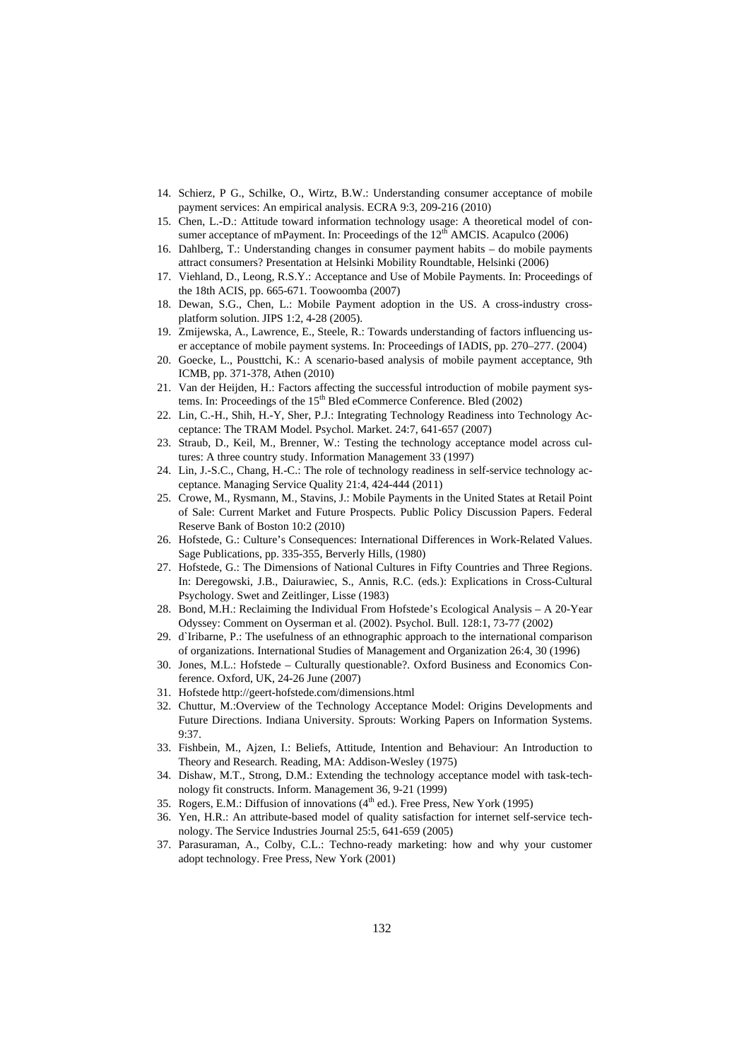14. Schierz, P G., Schilke, O., Wirtz, B.W.: Understanding consumer acceptance of mobile payment services: An empirical analysis. ECRA 9:3, 209-216 (2010)
15. Chen, L.-D.: Attitude toward information technology usage: A theoretical model of consumer acceptance of mPayment. In: Proceedings of the 12th AMCIS. Acapulco (2006)
16. Dahlberg, T.: Understanding changes in consumer payment habits – do mobile payments attract consumers? Presentation at Helsinki Mobility Roundtable, Helsinki (2006)
17. Viehland, D., Leong, R.S.Y.: Acceptance and Use of Mobile Payments. In: Proceedings of the 18th ACIS, pp. 665-671. Toowoomba (2007)
18. Dewan, S.G., Chen, L.: Mobile Payment adoption in the US. A cross-industry cross-platform solution. JIPS 1:2, 4-28 (2005).
19. Zmijewska, A., Lawrence, E., Steele, R.: Towards understanding of factors influencing user acceptance of mobile payment systems. In: Proceedings of IADIS, pp. 270–277. (2004)
20. Goecke, L., Pousttchi, K.: A scenario-based analysis of mobile payment acceptance, 9th ICMB, pp. 371-378, Athen (2010)
21. Van der Heijden, H.: Factors affecting the successful introduction of mobile payment systems. In: Proceedings of the 15th Bled eCommerce Conference. Bled (2002)
22. Lin, C.-H., Shih, H.-Y, Sher, P.J.: Integrating Technology Readiness into Technology Acceptance: The TRAM Model. Psychol. Market. 24:7, 641-657 (2007)
23. Straub, D., Keil, M., Brenner, W.: Testing the technology acceptance model across cultures: A three country study. Information Management 33 (1997)
24. Lin, J.-S.C., Chang, H.-C.: The role of technology readiness in self-service technology acceptance. Managing Service Quality 21:4, 424-444 (2011)
25. Crowe, M., Rysmann, M., Stavins, J.: Mobile Payments in the United States at Retail Point of Sale: Current Market and Future Prospects. Public Policy Discussion Papers. Federal Reserve Bank of Boston 10:2 (2010)
26. Hofstede, G.: Culture's Consequences: International Differences in Work-Related Values. Sage Publications, pp. 335-355, Berverly Hills, (1980)
27. Hofstede, G.: The Dimensions of National Cultures in Fifty Countries and Three Regions. In: Deregowski, J.B., Daiurawiec, S., Annis, R.C. (eds.): Explications in Cross-Cultural Psychology. Swet and Zeitlinger, Lisse (1983)
28. Bond, M.H.: Reclaiming the Individual From Hofstede's Ecological Analysis – A 20-Year Odyssey: Comment on Oyserman et al. (2002). Psychol. Bull. 128:1, 73-77 (2002)
29. d`Iribarne, P.: The usefulness of an ethnographic approach to the international comparison of organizations. International Studies of Management and Organization 26:4, 30 (1996)
30. Jones, M.L.: Hofstede – Culturally questionable?. Oxford Business and Economics Conference. Oxford, UK, 24-26 June (2007)
31. Hofstede http://geert-hofstede.com/dimensions.html
32. Chuttur, M.:Overview of the Technology Acceptance Model: Origins Developments and Future Directions. Indiana University. Sprouts: Working Papers on Information Systems. 9:37.
33. Fishbein, M., Ajzen, I.: Beliefs, Attitude, Intention and Behaviour: An Introduction to Theory and Research. Reading, MA: Addison-Wesley (1975)
34. Dishaw, M.T., Strong, D.M.: Extending the technology acceptance model with task-technology fit constructs. Inform. Management 36, 9-21 (1999)
35. Rogers, E.M.: Diffusion of innovations (4th ed.). Free Press, New York (1995)
36. Yen, H.R.: An attribute-based model of quality satisfaction for internet self-service technology. The Service Industries Journal 25:5, 641-659 (2005)
37. Parasuraman, A., Colby, C.L.: Techno-ready marketing: how and why your customer adopt technology. Free Press, New York (2001)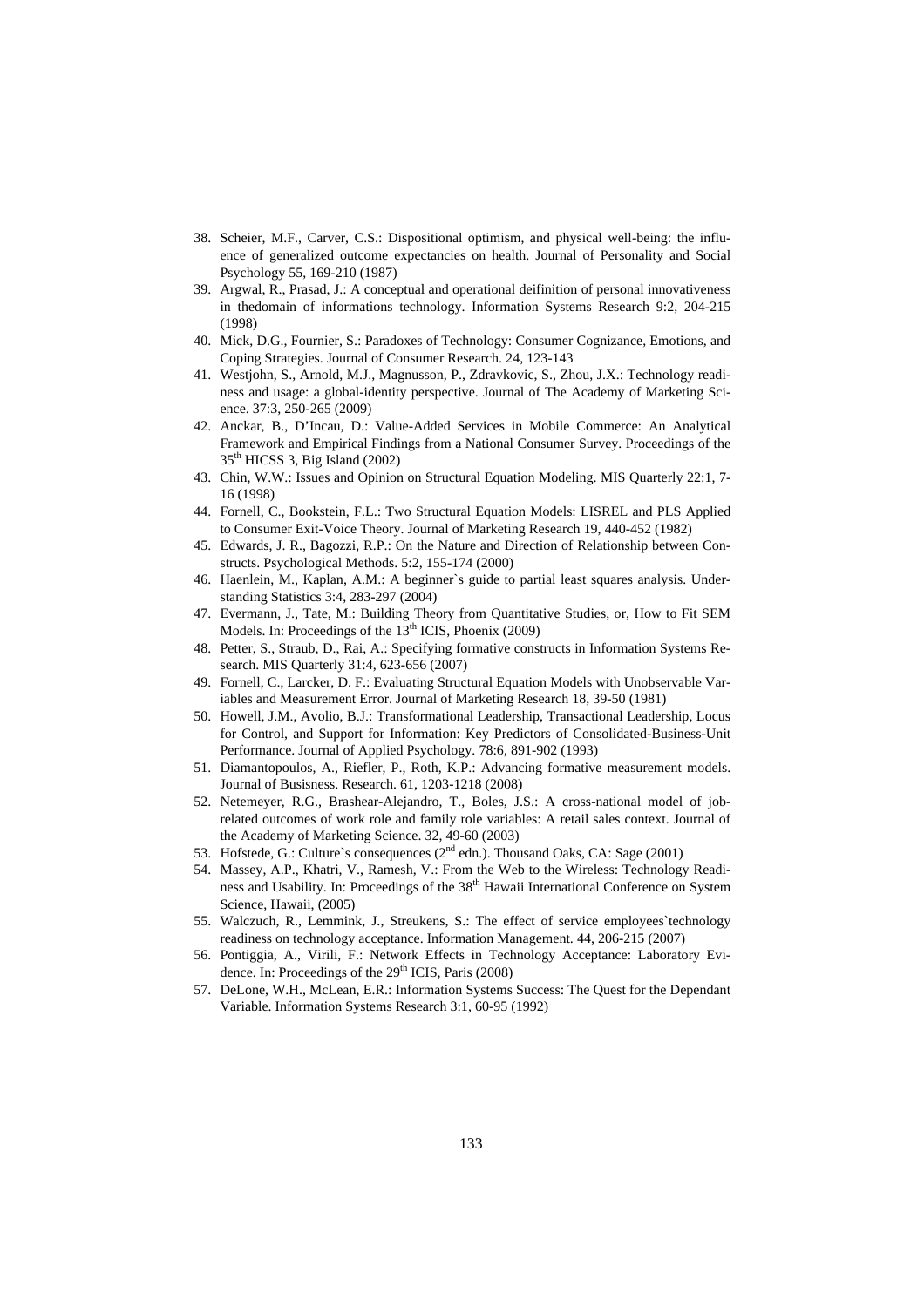38. Scheier, M.F., Carver, C.S.: Dispositional optimism, and physical well-being: the influence of generalized outcome expectancies on health. Journal of Personality and Social Psychology 55, 169-210 (1987)
39. Argwal, R., Prasad, J.: A conceptual and operational deifinition of personal innovativeness in thedomain of informations technology. Information Systems Research 9:2, 204-215 (1998)
40. Mick, D.G., Fournier, S.: Paradoxes of Technology: Consumer Cognizance, Emotions, and Coping Strategies. Journal of Consumer Research. 24, 123-143
41. Westjohn, S., Arnold, M.J., Magnusson, P., Zdravkovic, S., Zhou, J.X.: Technology readiness and usage: a global-identity perspective. Journal of The Academy of Marketing Science. 37:3, 250-265 (2009)
42. Anckar, B., D'Incau, D.: Value-Added Services in Mobile Commerce: An Analytical Framework and Empirical Findings from a National Consumer Survey. Proceedings of the 35th HICSS 3, Big Island (2002)
43. Chin, W.W.: Issues and Opinion on Structural Equation Modeling. MIS Quarterly 22:1, 7-16 (1998)
44. Fornell, C., Bookstein, F.L.: Two Structural Equation Models: LISREL and PLS Applied to Consumer Exit-Voice Theory. Journal of Marketing Research 19, 440-452 (1982)
45. Edwards, J. R., Bagozzi, R.P.: On the Nature and Direction of Relationship between Constructs. Psychological Methods. 5:2, 155-174 (2000)
46. Haenlein, M., Kaplan, A.M.: A beginner`s guide to partial least squares analysis. Understanding Statistics 3:4, 283-297 (2004)
47. Evermann, J., Tate, M.: Building Theory from Quantitative Studies, or, How to Fit SEM Models. In: Proceedings of the 13th ICIS, Phoenix (2009)
48. Petter, S., Straub, D., Rai, A.: Specifying formative constructs in Information Systems Research. MIS Quarterly 31:4, 623-656 (2007)
49. Fornell, C., Larcker, D. F.: Evaluating Structural Equation Models with Unobservable Variables and Measurement Error. Journal of Marketing Research 18, 39-50 (1981)
50. Howell, J.M., Avolio, B.J.: Transformational Leadership, Transactional Leadership, Locus for Control, and Support for Information: Key Predictors of Consolidated-Business-Unit Performance. Journal of Applied Psychology. 78:6, 891-902 (1993)
51. Diamantopoulos, A., Riefler, P., Roth, K.P.: Advancing formative measurement models. Journal of Busisness. Research. 61, 1203-1218 (2008)
52. Netemeyer, R.G., Brashear-Alejandro, T., Boles, J.S.: A cross-national model of job-related outcomes of work role and family role variables: A retail sales context. Journal of the Academy of Marketing Science. 32, 49-60 (2003)
53. Hofstede, G.: Culture`s consequences (2nd edn.). Thousand Oaks, CA: Sage (2001)
54. Massey, A.P., Khatri, V., Ramesh, V.: From the Web to the Wireless: Technology Readiness and Usability. In: Proceedings of the 38th Hawaii International Conference on System Science, Hawaii, (2005)
55. Walczuch, R., Lemmink, J., Streukens, S.: The effect of service employees`technology readiness on technology acceptance. Information Management. 44, 206-215 (2007)
56. Pontiggia, A., Virili, F.: Network Effects in Technology Acceptance: Laboratory Evidence. In: Proceedings of the 29th ICIS, Paris (2008)
57. DeLone, W.H., McLean, E.R.: Information Systems Success: The Quest for the Dependant Variable. Information Systems Research 3:1, 60-95 (1992)